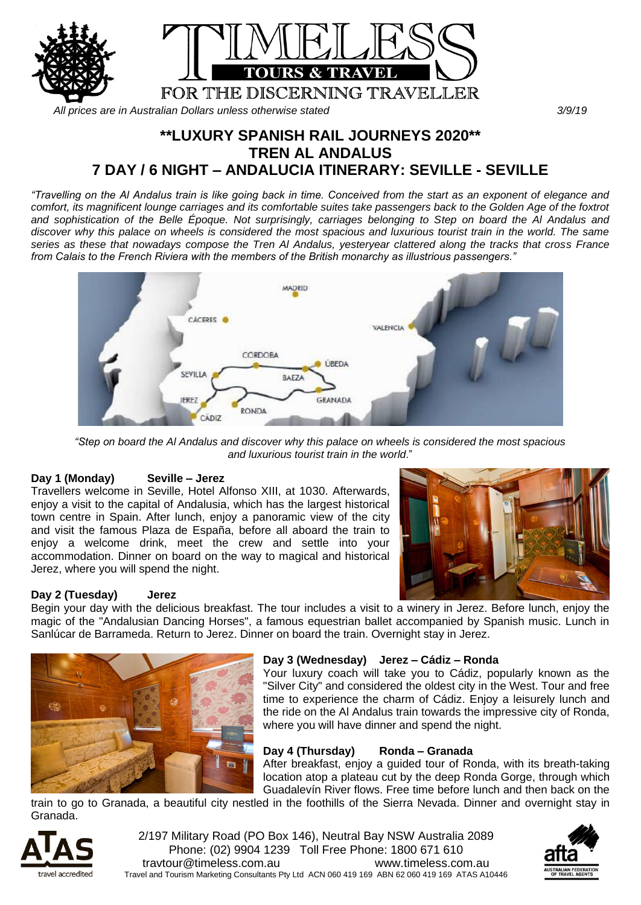# TIMELESS TOURS & TRAVEL

FOR THE DISCERNING TRAVELLER

*All prices are in Australian Dollars unless stated otherwise* 3/9/19

## **LUXURY SPANISH RAIL JOURNEYS 2020**
## TREN AL ANDALUS
## 7 DAY / 6 NIGHT – ANDALUCIA ITINERARY: SEVILLE - SEVILLE

*"Travelling on the Al Andalus train is like going back in time. Conceived from the start as an exponent of elegance and comfort, its magnificent lounge carriages and its comfortable suites take passengers back to the Golden Age of the foxtrot and sophistication of the Belle Époque. Not surprisingly, carriages belonging to Step on board the Al Andalus and discover why this palace on wheels is considered the most spacious and luxurious tourist train in the world. The same series as these that nowadays compose the Tren Al Andalus, yesteryear clattered along the tracks that cross France from Calais to the French Riviera with the members of the British monarchy as illustrious passengers."*

*"Step on board the Al Andalus and discover why this palace on wheels is considered the most spacious and luxurious tourist train in the world."*

**Day 1 (Monday) Seville – Jerez**
Travellers welcome in Seville, Hotel Alfonso XIII, at 1030. Afterwards, enjoy a visit to the capital of Andalusia, which has the largest historical town centre in Spain. After lunch, enjoy a panoramic view of the city and visit the famous Plaza de España, before all aboard the train to enjoy a welcome drink, meet the crew and settle into your accommodation. Dinner on board on the way to magical and historical Jerez, where you will spend the night.

**Day 2 (Tuesday) Jerez**
Begin your day with the delicious breakfast. The tour includes a visit to a winery in Jerez. Before lunch, enjoy the magic of the "Andalusian Dancing Horses", a famous equestrian ballet accompanied by Spanish music. Lunch in Sanlúcar de Barrameda. Return to Jerez. Dinner on board the train. Overnight stay in Jerez.

**Day 3 (Wednesday) Jerez – Cádiz – Ronda**
Your luxury coach will take you to Cádiz, popularly known as the "Silver City" and considered the oldest city in the West. Tour and free time to experience the charm of Cádiz. Enjoy a leisurely lunch and the ride on the Al Andalus train towards the impressive city of Ronda, where you will have dinner and spend the night.

**Day 4 (Thursday) Ronda – Granada**
After breakfast, enjoy a guided tour of Ronda, with its breath-taking location atop a plateau cut by the deep Ronda Gorge, through which Guadalevín River flows. Free time before lunch and then back on the train to go to Granada, a beautiful city nestled in the foothills of the Sierra Nevada. Dinner and overnight stay in Granada.

2/197 Military Road (PO Box 146), Neutral Bay NSW Australia 2089
Phone: (02) 9904 1239 Toll Free Phone: 1800 671 610
travtour@timeless.com.au www.timeless.com.au
Travel and Tourism Marketing Consultants Pty Ltd ACN 060 419 169 ABN 62 060 419 169 ATAS A10446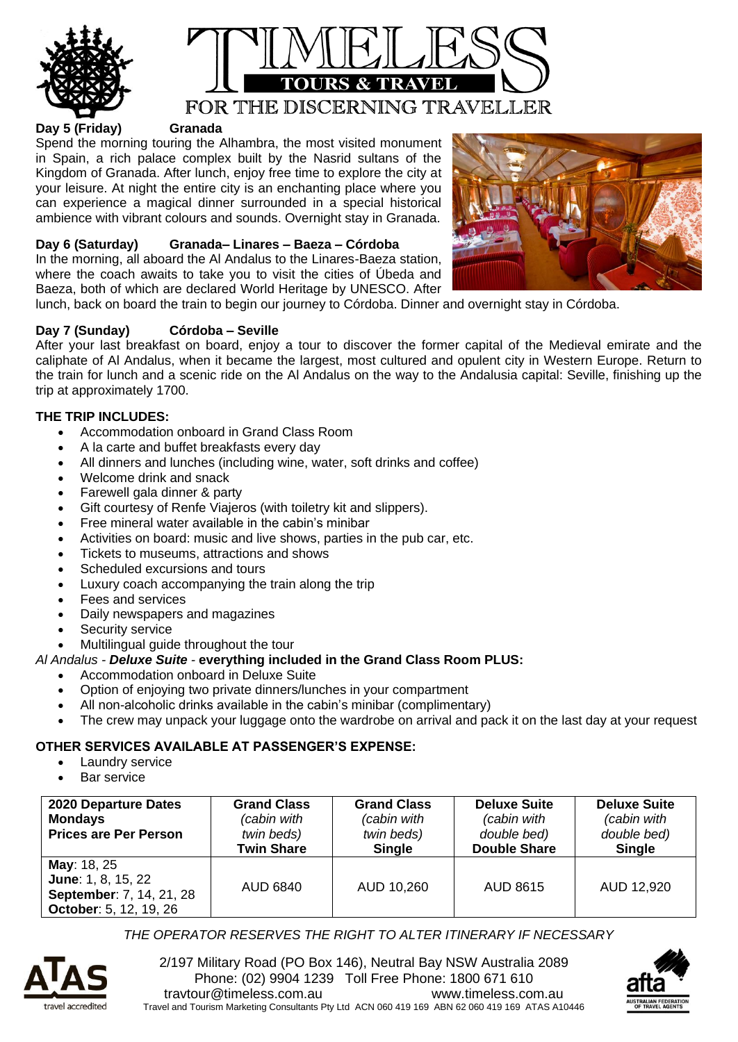**Day 5 (Friday) Granada**

Spend the morning touring the Alhambra, the most visited monument in Spain, a rich palace complex built by the Nasrid sultans of the Kingdom of Granada. After lunch, enjoy free time to explore the city at your leisure. At night the entire city is an enchanting place where you can experience a magical dinner surrounded in a special historical ambience with vibrant colours and sounds. Overnight stay in Granada.

**Day 6 (Saturday) Granada– Linares – Baeza – Córdoba**

In the morning, all aboard the Al Andalus to the Linares-Baeza station, where the coach awaits to take you to visit the cities of Úbeda and Baeza, both of which are declared World Heritage by UNESCO. After lunch, back on board the train to begin our journey to Córdoba. Dinner and overnight stay in Córdoba.

**Day 7 (Sunday) Córdoba – Seville**

After your last breakfast on board, enjoy a tour to discover the former capital of the Medieval emirate and the caliphate of Al Andalus, when it became the largest, most cultured and opulent city in Western Europe. Return to the train for lunch and a scenic ride on the Al Andalus on the way to the Andalusia capital: Seville, finishing up the trip at approximately 1700.

**THE TRIP INCLUDES:**

- Accommodation onboard in Grand Class Room
- A la carte and buffet breakfasts every day
- All dinners and lunches (including wine, water, soft drinks and coffee)
- Welcome drink and snack
- Farewell gala dinner & party
- Gift courtesy of Renfe Viajeros (with toiletry kit and slippers).
- Free mineral water available in the cabin's minibar
- Activities on board: music and live shows, parties in the pub car, etc.
- Tickets to museums, attractions and shows
- Scheduled excursions and tours
- Luxury coach accompanying the train along the trip
- Fees and services
- Daily newspapers and magazines
- Security service
- Multilingual guide throughout the tour

*Al Andalus* - ***Deluxe Suite*** - **everything included in the Grand Class Room PLUS:**

- Accommodation onboard in Deluxe Suite
- Option of enjoying two private dinners/lunches in your compartment
- All non-alcoholic drinks available in the cabin's minibar (complimentary)
- The crew may unpack your luggage onto the wardrobe on arrival and pack it on the last day at your request

**OTHER SERVICES AVAILABLE AT PASSENGER'S EXPENSE:**

- Laundry service
- Bar service

| **2020 Departure Dates**<br>**Mondays**<br>**Prices are Per Person** | **Grand Class**<br>*(cabin with twin beds)*<br>**Twin Share** | **Grand Class**<br>*(cabin with twin beds)*<br>**Single** | **Deluxe Suite**<br>*(cabin with double bed)*<br>**Double Share** | **Deluxe Suite**<br>*(cabin with double bed)*<br>**Single** |
|---|---|---|---|---|
| **May**: 18, 25<br>**June**: 1, 8, 15, 22<br>**September**: 7, 14, 21, 28<br>**October**: 5, 12, 19, 26 | AUD 6840 | AUD 10,260 | AUD 8615 | AUD 12,920 |

*THE OPERATOR RESERVES THE RIGHT TO ALTER ITINERARY IF NECESSARY*

2/197 Military Road (PO Box 146), Neutral Bay NSW Australia 2089
Phone: (02) 9904 1239 Toll Free Phone: 1800 671 610
travtour@timeless.com.au www.timeless.com.au
Travel and Tourism Marketing Consultants Pty Ltd ACN 060 419 169 ABN 62 060 419 169 ATAS A10446